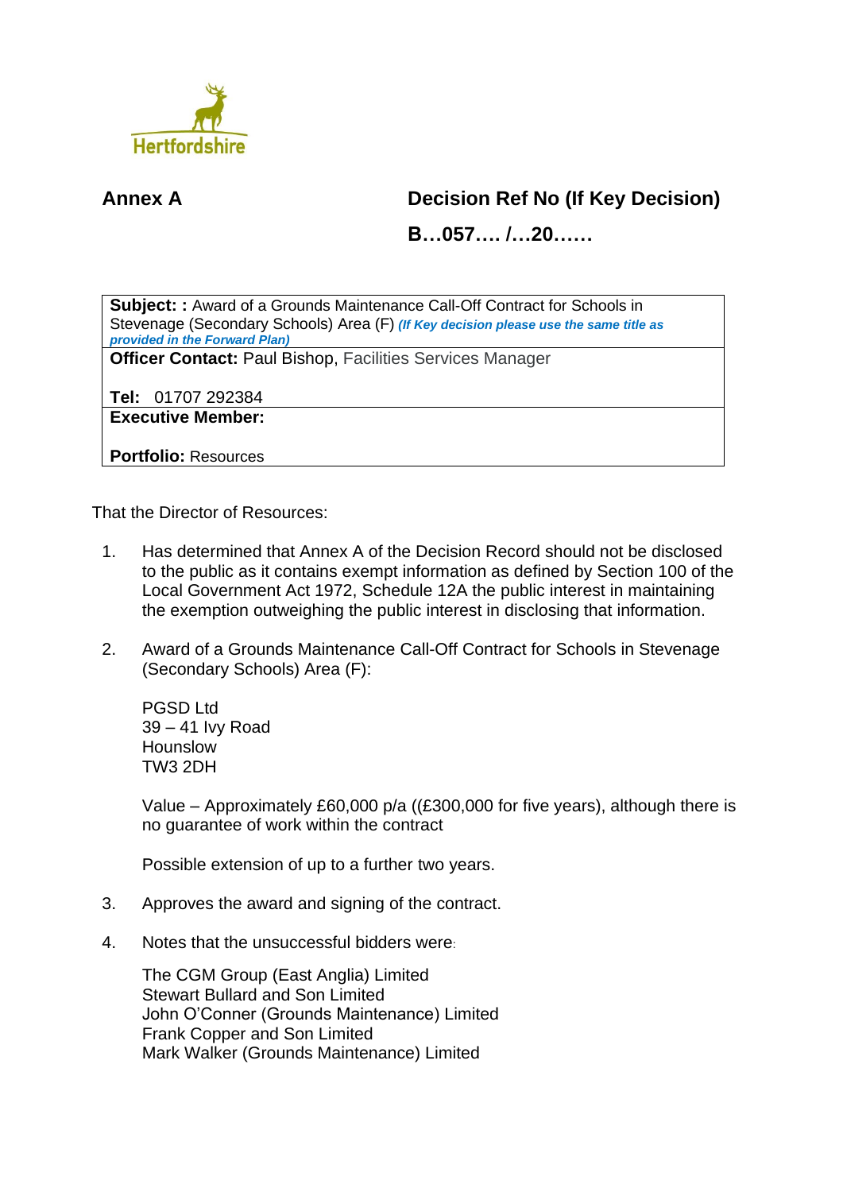Hertfordshire

**Annex A**

**Decision Ref No (If Key Decision)**

**B…057…. /…20……**

| **Subject: :** Award of a Grounds Maintenance Call-Off Contract for Schools in Stevenage (Secondary Schools) Area (F) ***(If Key decision please use the same title as provided in the Forward Plan)*** |
|---|
| **Officer Contact:** Paul Bishop, Facilities Services Manager<br><br>**Tel:** 01707 292384 |
| **Executive Member:**<br><br>**Portfolio:** Resources |

That the Director of Resources:

1. Has determined that Annex A of the Decision Record should not be disclosed to the public as it contains exempt information as defined by Section 100 of the Local Government Act 1972, Schedule 12A the public interest in maintaining the exemption outweighing the public interest in disclosing that information.

2. Award of a Grounds Maintenance Call-Off Contract for Schools in Stevenage (Secondary Schools) Area (F):

   PGSD Ltd
   39 – 41 Ivy Road
   Hounslow
   TW3 2DH

   Value – Approximately £60,000 p/a ((£300,000 for five years), although there is no guarantee of work within the contract

   Possible extension of up to a further two years.

3. Approves the award and signing of the contract.

4. Notes that the unsuccessful bidders were:

   The CGM Group (East Anglia) Limited
   Stewart Bullard and Son Limited
   John O'Conner (Grounds Maintenance) Limited
   Frank Copper and Son Limited
   Mark Walker (Grounds Maintenance) Limited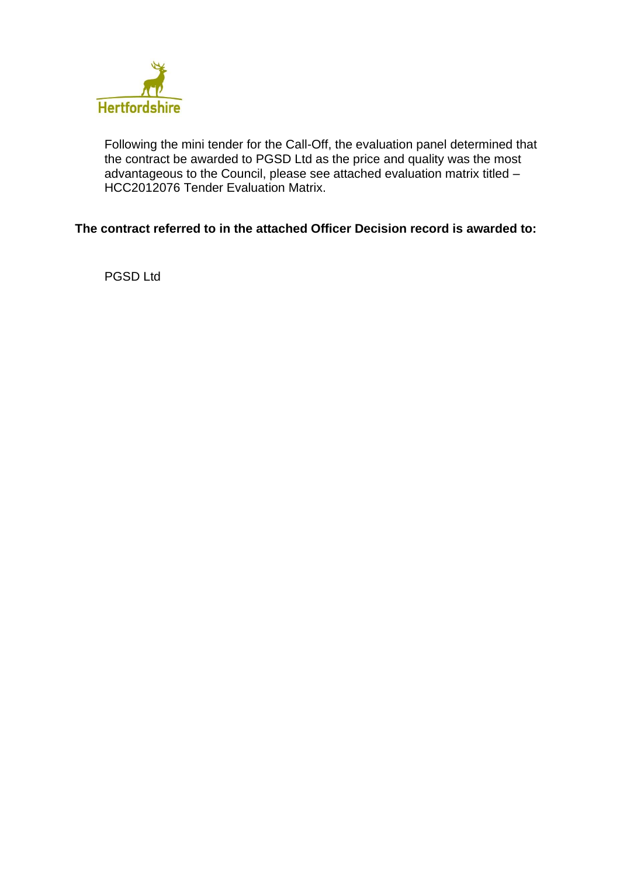Hertfordshire

Following the mini tender for the Call-Off, the evaluation panel determined that the contract be awarded to PGSD Ltd as the price and quality was the most advantageous to the Council, please see attached evaluation matrix titled – HCC2012076 Tender Evaluation Matrix.

**The contract referred to in the attached Officer Decision record is awarded to:**

PGSD Ltd